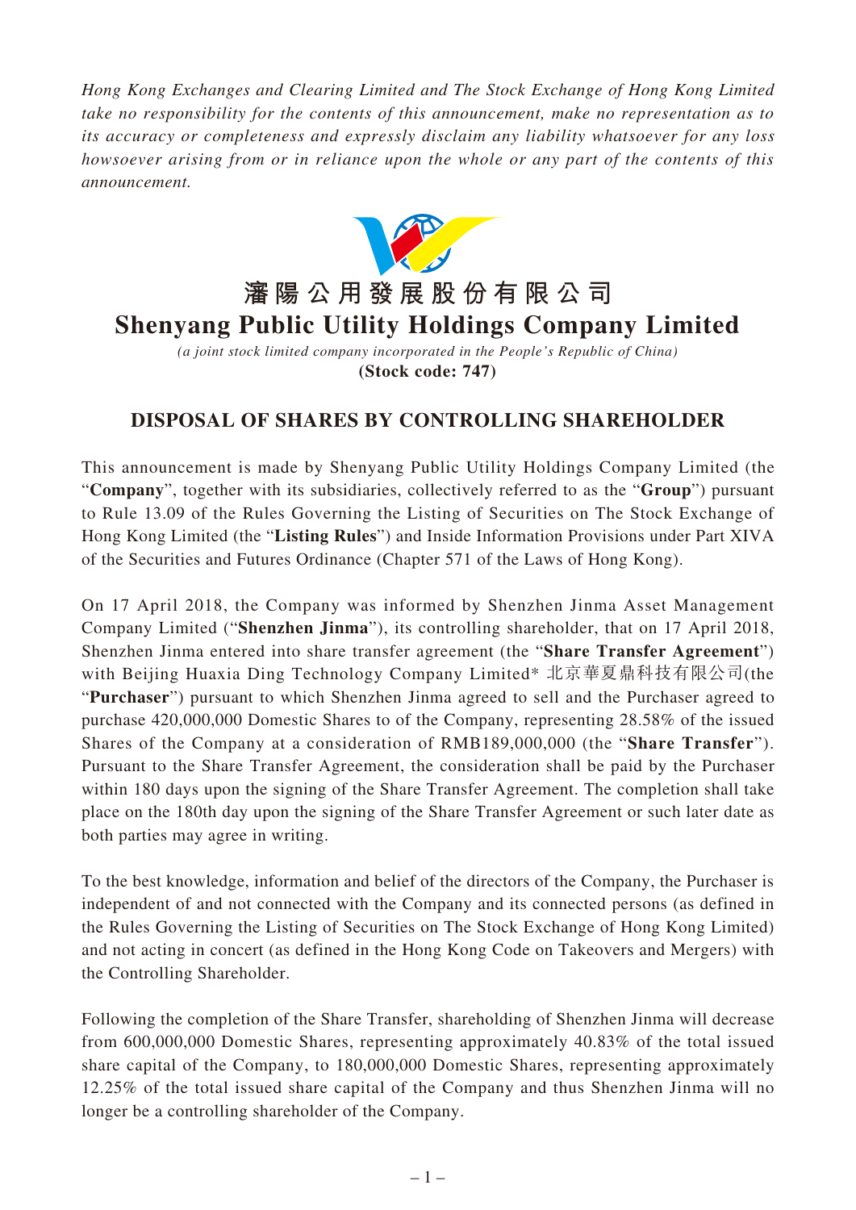*Hong Kong Exchanges and Clearing Limited and The Stock Exchange of Hong Kong Limited take no responsibility for the contents of this announcement, make no representation as to its accuracy or completeness and expressly disclaim any liability whatsoever for any loss howsoever arising from or in reliance upon the whole or any part of the contents of this announcement.*

# 瀋陽公用發展股份有限公司
# Shenyang Public Utility Holdings Company Limited

*(a joint stock limited company incorporated in the People's Republic of China)*
**(Stock code: 747)**

## DISPOSAL OF SHARES BY CONTROLLING SHAREHOLDER

This announcement is made by Shenyang Public Utility Holdings Company Limited (the "**Company**", together with its subsidiaries, collectively referred to as the "**Group**") pursuant to Rule 13.09 of the Rules Governing the Listing of Securities on The Stock Exchange of Hong Kong Limited (the "**Listing Rules**") and Inside Information Provisions under Part XIVA of the Securities and Futures Ordinance (Chapter 571 of the Laws of Hong Kong).

On 17 April 2018, the Company was informed by Shenzhen Jinma Asset Management Company Limited ("**Shenzhen Jinma**"), its controlling shareholder, that on 17 April 2018, Shenzhen Jinma entered into share transfer agreement (the "**Share Transfer Agreement**") with Beijing Huaxia Ding Technology Company Limited* 北京華夏鼎科技有限公司(the "**Purchaser**") pursuant to which Shenzhen Jinma agreed to sell and the Purchaser agreed to purchase 420,000,000 Domestic Shares to of the Company, representing 28.58% of the issued Shares of the Company at a consideration of RMB189,000,000 (the "**Share Transfer**"). Pursuant to the Share Transfer Agreement, the consideration shall be paid by the Purchaser within 180 days upon the signing of the Share Transfer Agreement. The completion shall take place on the 180th day upon the signing of the Share Transfer Agreement or such later date as both parties may agree in writing.

To the best knowledge, information and belief of the directors of the Company, the Purchaser is independent of and not connected with the Company and its connected persons (as defined in the Rules Governing the Listing of Securities on The Stock Exchange of Hong Kong Limited) and not acting in concert (as defined in the Hong Kong Code on Takeovers and Mergers) with the Controlling Shareholder.

Following the completion of the Share Transfer, shareholding of Shenzhen Jinma will decrease from 600,000,000 Domestic Shares, representing approximately 40.83% of the total issued share capital of the Company, to 180,000,000 Domestic Shares, representing approximately 12.25% of the total issued share capital of the Company and thus Shenzhen Jinma will no longer be a controlling shareholder of the Company.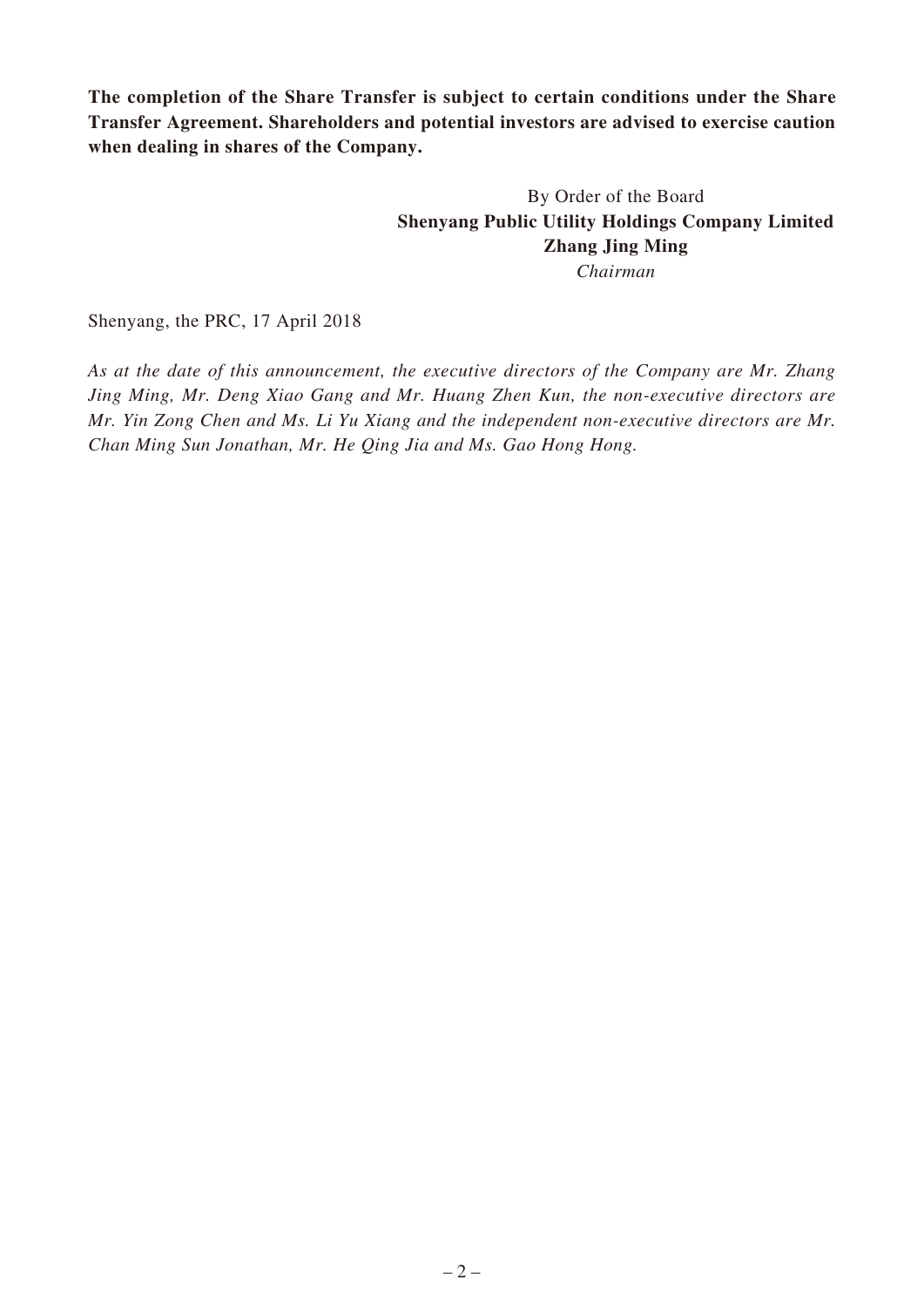**The completion of the Share Transfer is subject to certain conditions under the Share Transfer Agreement. Shareholders and potential investors are advised to exercise caution when dealing in shares of the Company.**

By Order of the Board
**Shenyang Public Utility Holdings Company Limited**
**Zhang Jing Ming**
*Chairman*

Shenyang, the PRC, 17 April 2018

*As at the date of this announcement, the executive directors of the Company are Mr. Zhang Jing Ming, Mr. Deng Xiao Gang and Mr. Huang Zhen Kun, the non-executive directors are Mr. Yin Zong Chen and Ms. Li Yu Xiang and the independent non-executive directors are Mr. Chan Ming Sun Jonathan, Mr. He Qing Jia and Ms. Gao Hong Hong.*